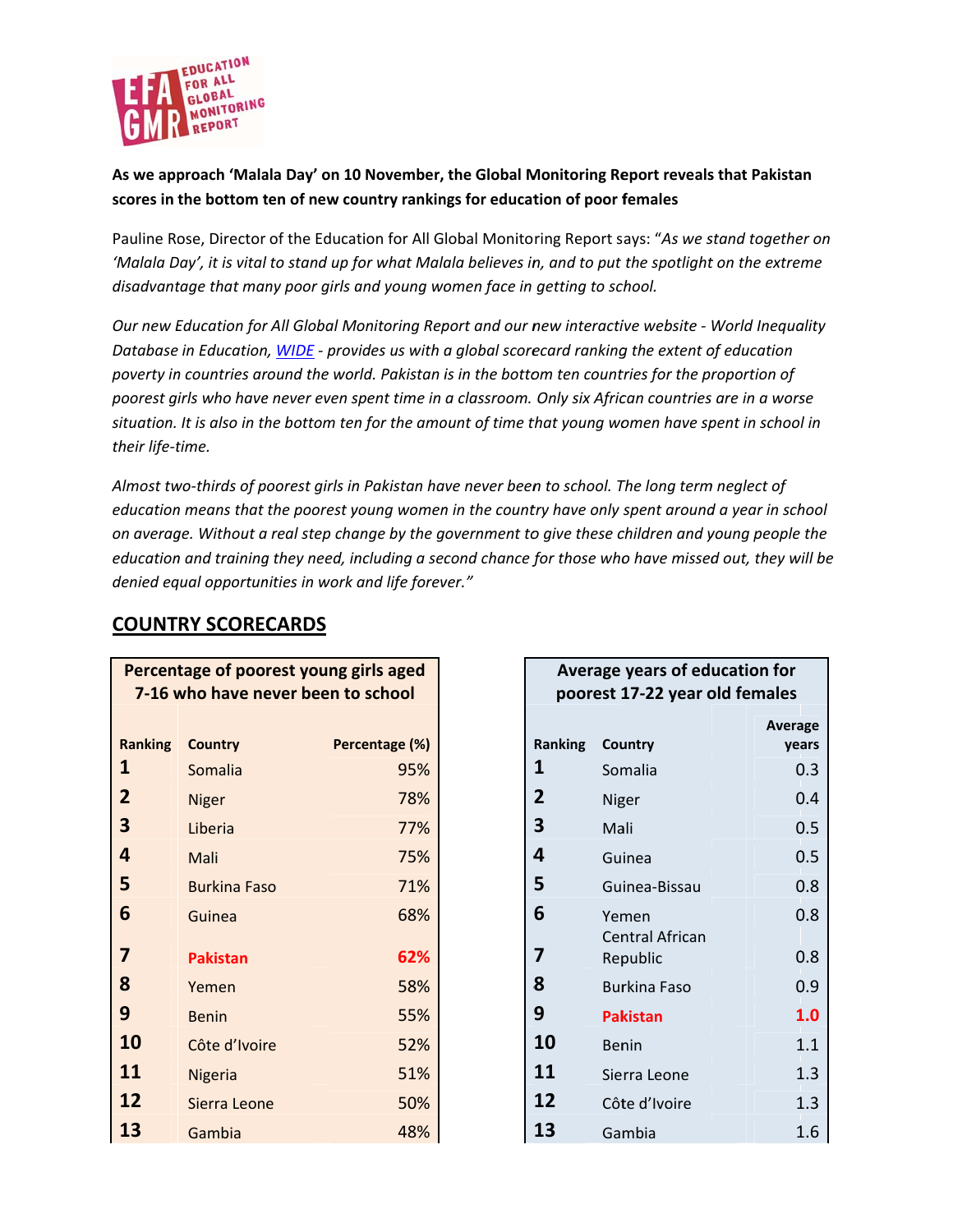EDUCATION FOR ALL GLOBAL MONITORING REPORT

**As we approach 'Malala Day' on 10 November, the Global Monitoring Report reveals that Pakistan scores in the bottom ten of new country rankings for education of poor females**

Pauline Rose, Director of the Education for All Global Monitoring Report says: "*As we stand together on 'Malala Day', it is vital to stand up for what Malala believes in, and to put the spotlight on the extreme disadvantage that many poor girls and young women face in getting to school.*

*Our new Education for All Global Monitoring Report and our new interactive website - World Inequality Database in Education, [WIDE](WIDE) - provides us with a global scorecard ranking the extent of education poverty in countries around the world. Pakistan is in the bottom ten countries for the proportion of poorest girls who have never even spent time in a classroom. Only six African countries are in a worse situation. It is also in the bottom ten for the amount of time that young women have spent in school in their life-time.*

*Almost two-thirds of poorest girls in Pakistan have never been to school. The long term neglect of education means that the poorest young women in the country have only spent around a year in school on average. Without a real step change by the government to give these children and young people the education and training they need, including a second chance for those who have missed out, they will be denied equal opportunities in work and life forever."*

## COUNTRY SCORECARDS

**Percentage of poorest young girls aged 7-16 who have never been to school**

| Ranking | Country | Percentage (%) |
|---|---|---|
| 1 | Somalia | 95% |
| 2 | Niger | 78% |
| 3 | Liberia | 77% |
| 4 | Mali | 75% |
| 5 | Burkina Faso | 71% |
| 6 | Guinea | 68% |
| 7 | **Pakistan** | **62%** |
| 8 | Yemen | 58% |
| 9 | Benin | 55% |
| 10 | Côte d'Ivoire | 52% |
| 11 | Nigeria | 51% |
| 12 | Sierra Leone | 50% |
| 13 | Gambia | 48% |

**Average years of education for poorest 17-22 year old females**

| Ranking | Country | Average years |
|---|---|---|
| 1 | Somalia | 0.3 |
| 2 | Niger | 0.4 |
| 3 | Mali | 0.5 |
| 4 | Guinea | 0.5 |
| 5 | Guinea-Bissau | 0.8 |
| 6 | Yemen | 0.8 |
| 7 | Central African Republic | 0.8 |
| 8 | Burkina Faso | 0.9 |
| 9 | **Pakistan** | **1.0** |
| 10 | Benin | 1.1 |
| 11 | Sierra Leone | 1.3 |
| 12 | Côte d'Ivoire | 1.3 |
| 13 | Gambia | 1.6 |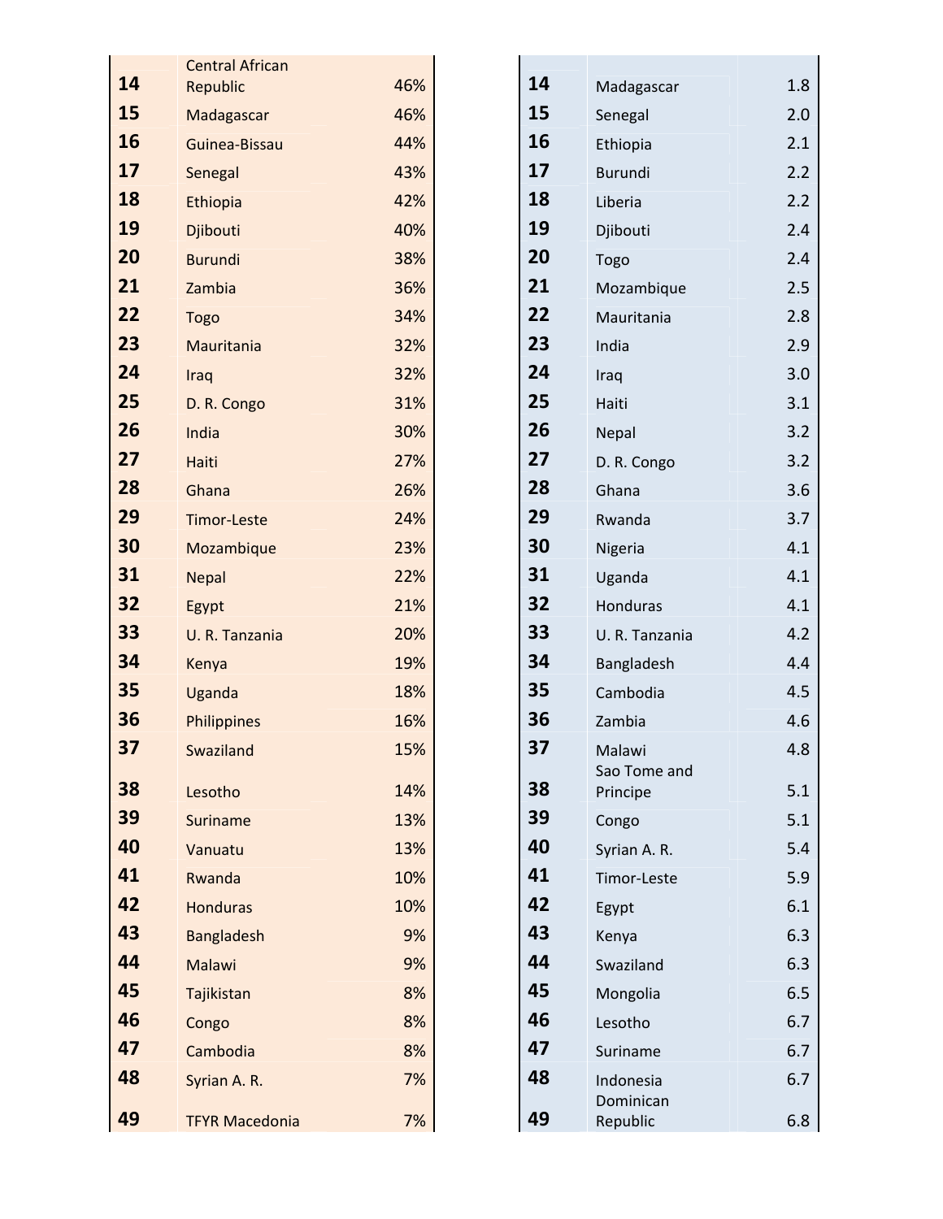| | | |
|---|---|---|
| 14 | Central African Republic | 46% |
| 15 | Madagascar | 46% |
| 16 | Guinea-Bissau | 44% |
| 17 | Senegal | 43% |
| 18 | Ethiopia | 42% |
| 19 | Djibouti | 40% |
| 20 | Burundi | 38% |
| 21 | Zambia | 36% |
| 22 | Togo | 34% |
| 23 | Mauritania | 32% |
| 24 | Iraq | 32% |
| 25 | D. R. Congo | 31% |
| 26 | India | 30% |
| 27 | Haiti | 27% |
| 28 | Ghana | 26% |
| 29 | Timor-Leste | 24% |
| 30 | Mozambique | 23% |
| 31 | Nepal | 22% |
| 32 | Egypt | 21% |
| 33 | U. R. Tanzania | 20% |
| 34 | Kenya | 19% |
| 35 | Uganda | 18% |
| 36 | Philippines | 16% |
| 37 | Swaziland | 15% |
| 38 | Lesotho | 14% |
| 39 | Suriname | 13% |
| 40 | Vanuatu | 13% |
| 41 | Rwanda | 10% |
| 42 | Honduras | 10% |
| 43 | Bangladesh | 9% |
| 44 | Malawi | 9% |
| 45 | Tajikistan | 8% |
| 46 | Congo | 8% |
| 47 | Cambodia | 8% |
| 48 | Syrian A. R. | 7% |
| 49 | TFYR Macedonia | 7% |

| | | |
|---|---|---|
| 14 | Madagascar | 1.8 |
| 15 | Senegal | 2.0 |
| 16 | Ethiopia | 2.1 |
| 17 | Burundi | 2.2 |
| 18 | Liberia | 2.2 |
| 19 | Djibouti | 2.4 |
| 20 | Togo | 2.4 |
| 21 | Mozambique | 2.5 |
| 22 | Mauritania | 2.8 |
| 23 | India | 2.9 |
| 24 | Iraq | 3.0 |
| 25 | Haiti | 3.1 |
| 26 | Nepal | 3.2 |
| 27 | D. R. Congo | 3.2 |
| 28 | Ghana | 3.6 |
| 29 | Rwanda | 3.7 |
| 30 | Nigeria | 4.1 |
| 31 | Uganda | 4.1 |
| 32 | Honduras | 4.1 |
| 33 | U. R. Tanzania | 4.2 |
| 34 | Bangladesh | 4.4 |
| 35 | Cambodia | 4.5 |
| 36 | Zambia | 4.6 |
| 37 | Malawi | 4.8 |
| 38 | Sao Tome and Principe | 5.1 |
| 39 | Congo | 5.1 |
| 40 | Syrian A. R. | 5.4 |
| 41 | Timor-Leste | 5.9 |
| 42 | Egypt | 6.1 |
| 43 | Kenya | 6.3 |
| 44 | Swaziland | 6.3 |
| 45 | Mongolia | 6.5 |
| 46 | Lesotho | 6.7 |
| 47 | Suriname | 6.7 |
| 48 | Indonesia | 6.7 |
| 49 | Dominican Republic | 6.8 |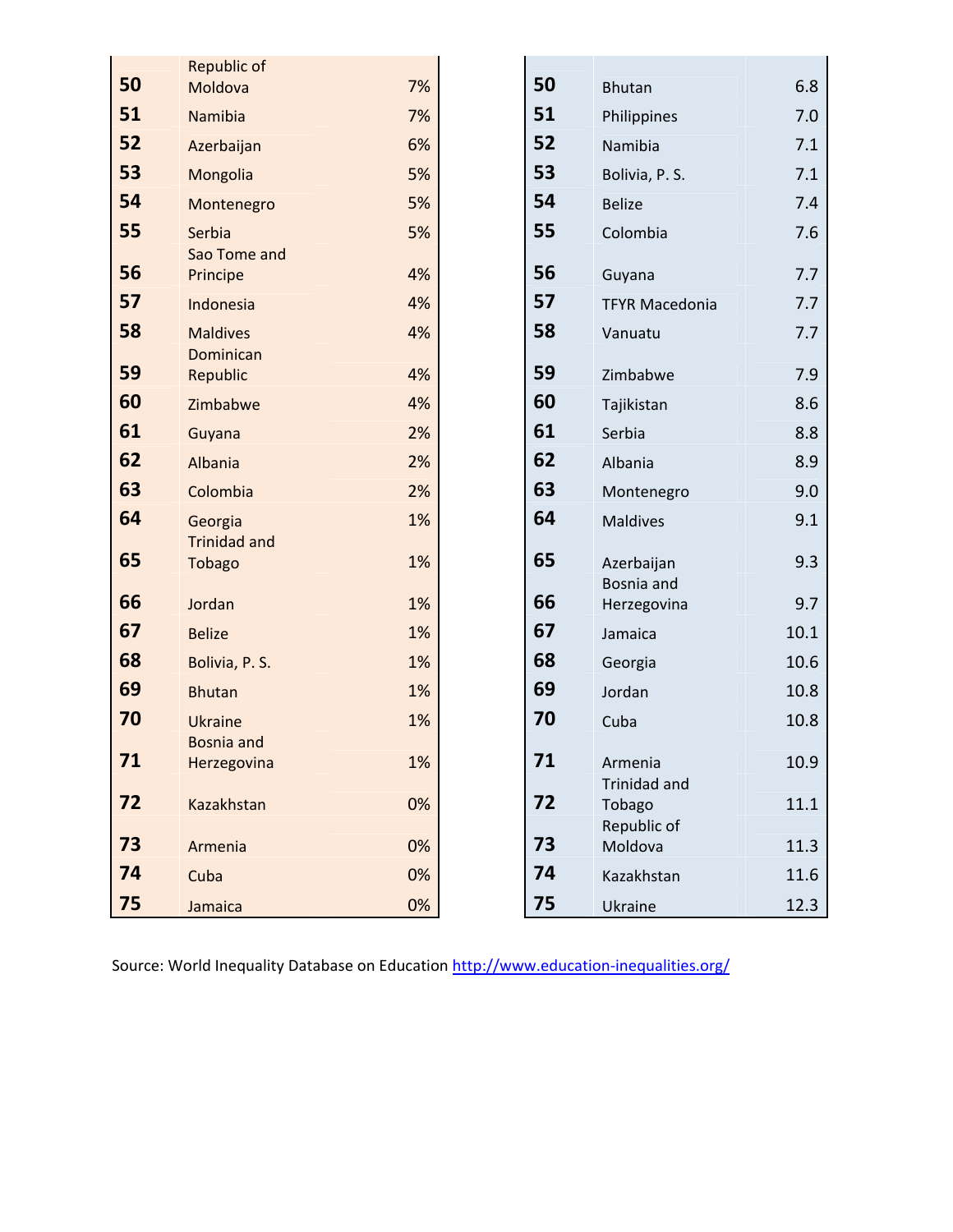| | | |
|---|---|---|
| 50 | Republic of Moldova | 7% |
| 51 | Namibia | 7% |
| 52 | Azerbaijan | 6% |
| 53 | Mongolia | 5% |
| 54 | Montenegro | 5% |
| 55 | Serbia | 5% |
| 56 | Sao Tome and Principe | 4% |
| 57 | Indonesia | 4% |
| 58 | Maldives | 4% |
| 59 | Dominican Republic | 4% |
| 60 | Zimbabwe | 4% |
| 61 | Guyana | 2% |
| 62 | Albania | 2% |
| 63 | Colombia | 2% |
| 64 | Georgia | 1% |
| 65 | Trinidad and Tobago | 1% |
| 66 | Jordan | 1% |
| 67 | Belize | 1% |
| 68 | Bolivia, P. S. | 1% |
| 69 | Bhutan | 1% |
| 70 | Ukraine | 1% |
| 71 | Bosnia and Herzegovina | 1% |
| 72 | Kazakhstan | 0% |
| 73 | Armenia | 0% |
| 74 | Cuba | 0% |
| 75 | Jamaica | 0% |

| | | |
|---|---|---|
| 50 | Bhutan | 6.8 |
| 51 | Philippines | 7.0 |
| 52 | Namibia | 7.1 |
| 53 | Bolivia, P. S. | 7.1 |
| 54 | Belize | 7.4 |
| 55 | Colombia | 7.6 |
| 56 | Guyana | 7.7 |
| 57 | TFYR Macedonia | 7.7 |
| 58 | Vanuatu | 7.7 |
| 59 | Zimbabwe | 7.9 |
| 60 | Tajikistan | 8.6 |
| 61 | Serbia | 8.8 |
| 62 | Albania | 8.9 |
| 63 | Montenegro | 9.0 |
| 64 | Maldives | 9.1 |
| 65 | Azerbaijan | 9.3 |
| 66 | Bosnia and Herzegovina | 9.7 |
| 67 | Jamaica | 10.1 |
| 68 | Georgia | 10.6 |
| 69 | Jordan | 10.8 |
| 70 | Cuba | 10.8 |
| 71 | Armenia | 10.9 |
| 72 | Trinidad and Tobago | 11.1 |
| 73 | Republic of Moldova | 11.3 |
| 74 | Kazakhstan | 11.6 |
| 75 | Ukraine | 12.3 |

Source: World Inequality Database on Education http://www.education-inequalities.org/